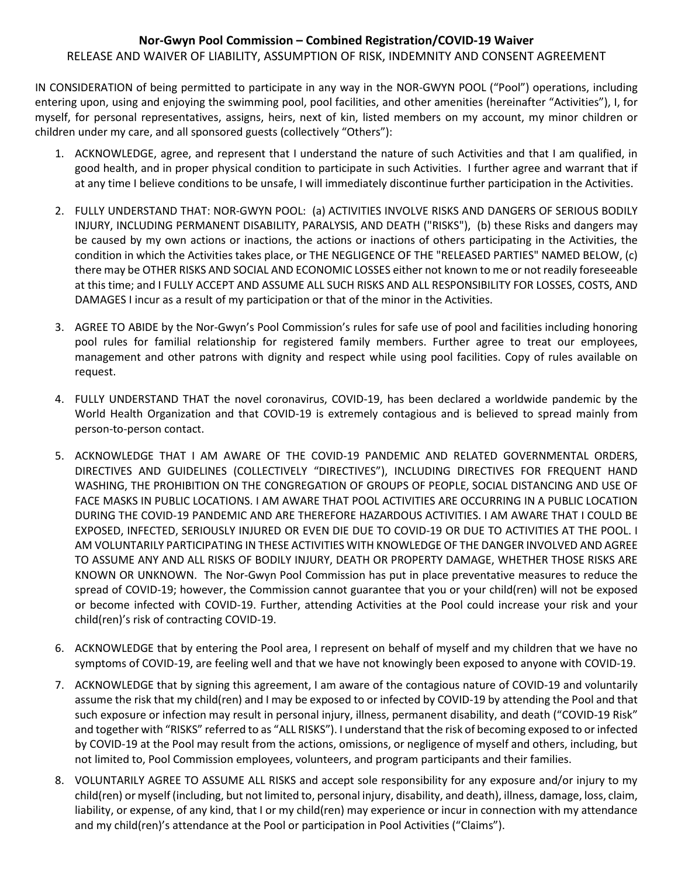**Nor-Gwyn Pool Commission – Combined Registration/COVID-19 Waiver**

RELEASE AND WAIVER OF LIABILITY, ASSUMPTION OF RISK, INDEMNITY AND CONSENT AGREEMENT

IN CONSIDERATION of being permitted to participate in any way in the NOR-GWYN POOL ("Pool") operations, including entering upon, using and enjoying the swimming pool, pool facilities, and other amenities (hereinafter "Activities"), I, for myself, for personal representatives, assigns, heirs, next of kin, listed members on my account, my minor children or children under my care, and all sponsored guests (collectively "Others"):

1. ACKNOWLEDGE, agree, and represent that I understand the nature of such Activities and that I am qualified, in good health, and in proper physical condition to participate in such Activities. I further agree and warrant that if at any time I believe conditions to be unsafe, I will immediately discontinue further participation in the Activities.

2. FULLY UNDERSTAND THAT: NOR-GWYN POOL: (a) ACTIVITIES INVOLVE RISKS AND DANGERS OF SERIOUS BODILY INJURY, INCLUDING PERMANENT DISABILITY, PARALYSIS, AND DEATH ("RISKS"), (b) these Risks and dangers may be caused by my own actions or inactions, the actions or inactions of others participating in the Activities, the condition in which the Activities takes place, or THE NEGLIGENCE OF THE "RELEASED PARTIES" NAMED BELOW, (c) there may be OTHER RISKS AND SOCIAL AND ECONOMIC LOSSES either not known to me or not readily foreseeable at this time; and I FULLY ACCEPT AND ASSUME ALL SUCH RISKS AND ALL RESPONSIBILITY FOR LOSSES, COSTS, AND DAMAGES I incur as a result of my participation or that of the minor in the Activities.

3. AGREE TO ABIDE by the Nor-Gwyn's Pool Commission's rules for safe use of pool and facilities including honoring pool rules for familial relationship for registered family members. Further agree to treat our employees, management and other patrons with dignity and respect while using pool facilities. Copy of rules available on request.

4. FULLY UNDERSTAND THAT the novel coronavirus, COVID-19, has been declared a worldwide pandemic by the World Health Organization and that COVID-19 is extremely contagious and is believed to spread mainly from person-to-person contact.

5. ACKNOWLEDGE THAT I AM AWARE OF THE COVID-19 PANDEMIC AND RELATED GOVERNMENTAL ORDERS, DIRECTIVES AND GUIDELINES (COLLECTIVELY "DIRECTIVES"), INCLUDING DIRECTIVES FOR FREQUENT HAND WASHING, THE PROHIBITION ON THE CONGREGATION OF GROUPS OF PEOPLE, SOCIAL DISTANCING AND USE OF FACE MASKS IN PUBLIC LOCATIONS. I AM AWARE THAT POOL ACTIVITIES ARE OCCURRING IN A PUBLIC LOCATION DURING THE COVID-19 PANDEMIC AND ARE THEREFORE HAZARDOUS ACTIVITIES. I AM AWARE THAT I COULD BE EXPOSED, INFECTED, SERIOUSLY INJURED OR EVEN DIE DUE TO COVID-19 OR DUE TO ACTIVITIES AT THE POOL. I AM VOLUNTARILY PARTICIPATING IN THESE ACTIVITIES WITH KNOWLEDGE OF THE DANGER INVOLVED AND AGREE TO ASSUME ANY AND ALL RISKS OF BODILY INJURY, DEATH OR PROPERTY DAMAGE, WHETHER THOSE RISKS ARE KNOWN OR UNKNOWN. The Nor-Gwyn Pool Commission has put in place preventative measures to reduce the spread of COVID-19; however, the Commission cannot guarantee that you or your child(ren) will not be exposed or become infected with COVID-19. Further, attending Activities at the Pool could increase your risk and your child(ren)'s risk of contracting COVID-19.

6. ACKNOWLEDGE that by entering the Pool area, I represent on behalf of myself and my children that we have no symptoms of COVID-19, are feeling well and that we have not knowingly been exposed to anyone with COVID-19.

7. ACKNOWLEDGE that by signing this agreement, I am aware of the contagious nature of COVID-19 and voluntarily assume the risk that my child(ren) and I may be exposed to or infected by COVID-19 by attending the Pool and that such exposure or infection may result in personal injury, illness, permanent disability, and death ("COVID-19 Risk" and together with "RISKS" referred to as "ALL RISKS"). I understand that the risk of becoming exposed to or infected by COVID-19 at the Pool may result from the actions, omissions, or negligence of myself and others, including, but not limited to, Pool Commission employees, volunteers, and program participants and their families.

8. VOLUNTARILY AGREE TO ASSUME ALL RISKS and accept sole responsibility for any exposure and/or injury to my child(ren) or myself (including, but not limited to, personal injury, disability, and death), illness, damage, loss, claim, liability, or expense, of any kind, that I or my child(ren) may experience or incur in connection with my attendance and my child(ren)'s attendance at the Pool or participation in Pool Activities ("Claims").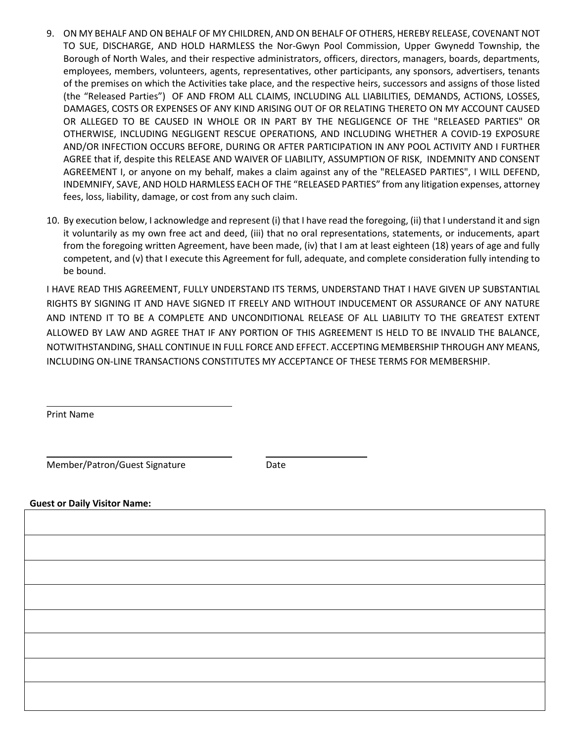9. ON MY BEHALF AND ON BEHALF OF MY CHILDREN, AND ON BEHALF OF OTHERS, HEREBY RELEASE, COVENANT NOT TO SUE, DISCHARGE, AND HOLD HARMLESS the Nor-Gwyn Pool Commission, Upper Gwynedd Township, the Borough of North Wales, and their respective administrators, officers, directors, managers, boards, departments, employees, members, volunteers, agents, representatives, other participants, any sponsors, advertisers, tenants of the premises on which the Activities take place, and the respective heirs, successors and assigns of those listed (the "Released Parties") OF AND FROM ALL CLAIMS, INCLUDING ALL LIABILITIES, DEMANDS, ACTIONS, LOSSES, DAMAGES, COSTS OR EXPENSES OF ANY KIND ARISING OUT OF OR RELATING THERETO ON MY ACCOUNT CAUSED OR ALLEGED TO BE CAUSED IN WHOLE OR IN PART BY THE NEGLIGENCE OF THE "RELEASED PARTIES" OR OTHERWISE, INCLUDING NEGLIGENT RESCUE OPERATIONS, AND INCLUDING WHETHER A COVID-19 EXPOSURE AND/OR INFECTION OCCURS BEFORE, DURING OR AFTER PARTICIPATION IN ANY POOL ACTIVITY AND I FURTHER AGREE that if, despite this RELEASE AND WAIVER OF LIABILITY, ASSUMPTION OF RISK, INDEMNITY AND CONSENT AGREEMENT I, or anyone on my behalf, makes a claim against any of the "RELEASED PARTIES", I WILL DEFEND, INDEMNIFY, SAVE, AND HOLD HARMLESS EACH OF THE "RELEASED PARTIES" from any litigation expenses, attorney fees, loss, liability, damage, or cost from any such claim.

10. By execution below, I acknowledge and represent (i) that I have read the foregoing, (ii) that I understand it and sign it voluntarily as my own free act and deed, (iii) that no oral representations, statements, or inducements, apart from the foregoing written Agreement, have been made, (iv) that I am at least eighteen (18) years of age and fully competent, and (v) that I execute this Agreement for full, adequate, and complete consideration fully intending to be bound.

I HAVE READ THIS AGREEMENT, FULLY UNDERSTAND ITS TERMS, UNDERSTAND THAT I HAVE GIVEN UP SUBSTANTIAL RIGHTS BY SIGNING IT AND HAVE SIGNED IT FREELY AND WITHOUT INDUCEMENT OR ASSURANCE OF ANY NATURE AND INTEND IT TO BE A COMPLETE AND UNCONDITIONAL RELEASE OF ALL LIABILITY TO THE GREATEST EXTENT ALLOWED BY LAW AND AGREE THAT IF ANY PORTION OF THIS AGREEMENT IS HELD TO BE INVALID THE BALANCE, NOTWITHSTANDING, SHALL CONTINUE IN FULL FORCE AND EFFECT. ACCEPTING MEMBERSHIP THROUGH ANY MEANS, INCLUDING ON-LINE TRANSACTIONS CONSTITUTES MY ACCEPTANCE OF THESE TERMS FOR MEMBERSHIP.

\_\_\_\_\_\_\_\_\_\_\_\_\_\_\_\_\_\_\_\_\_\_\_\_\_\_\_\_\_\_\_\_\_\_\_\_

Print Name

\_\_\_\_\_\_\_\_\_\_\_\_\_\_\_\_\_\_\_\_\_\_\_\_\_\_\_\_\_\_\_\_\_\_\_\_ \_\_\_\_\_\_\_\_\_\_\_\_\_\_\_\_\_\_\_\_

Member/Patron/Guest Signature Date

**Guest or Daily Visitor Name:**

| |
|---|
| |
| |
| |
| |
| |
| |
| |
| |